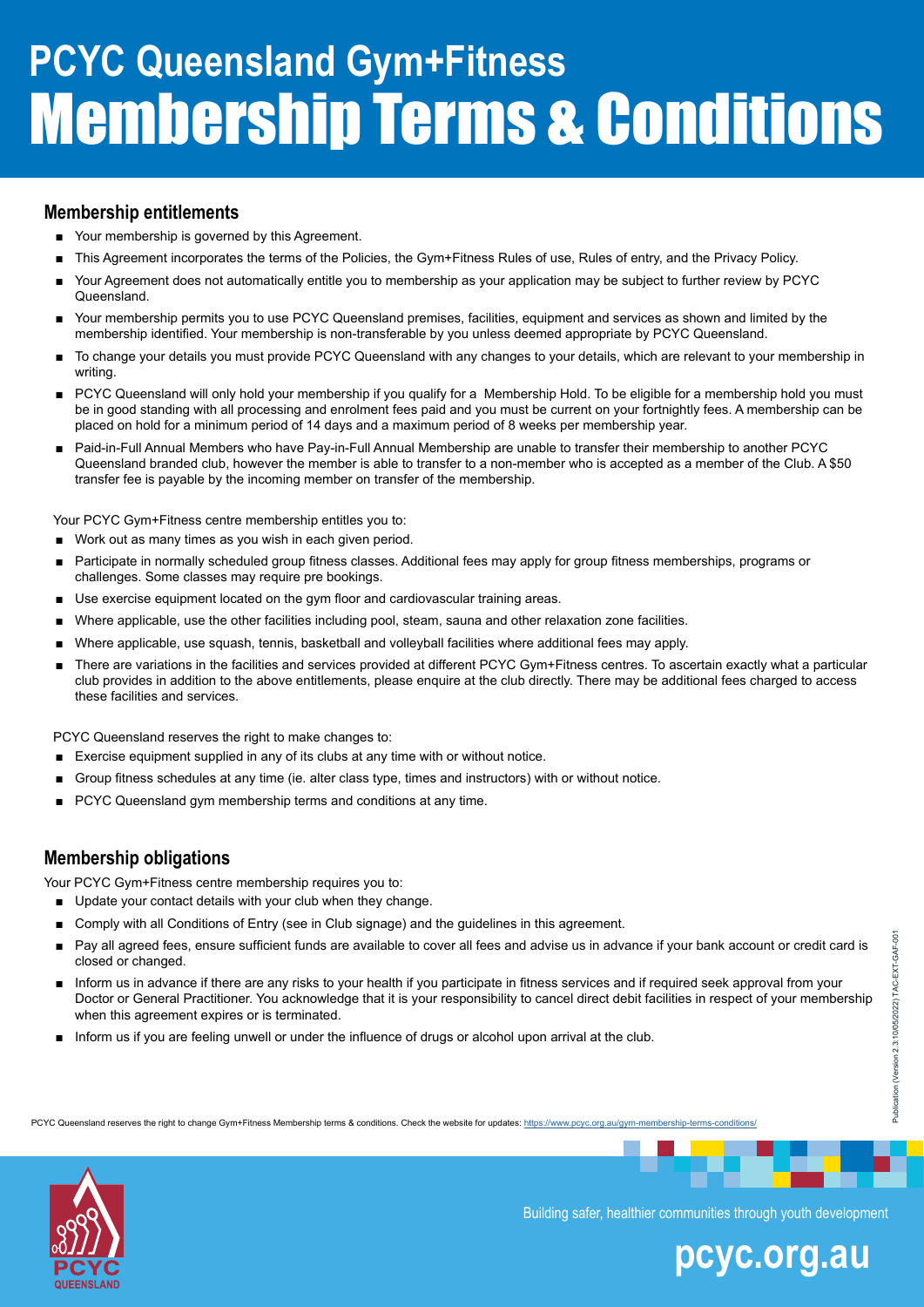# PCYC Queensland Gym+Fitness Membership Terms & Conditions

## Membership entitlements

- Your membership is governed by this Agreement.
- This Agreement incorporates the terms of the Policies, the Gym+Fitness Rules of use, Rules of entry, and the Privacy Policy.
- Your Agreement does not automatically entitle you to membership as your application may be subject to further review by PCYC Queensland.
- Your membership permits you to use PCYC Queensland premises, facilities, equipment and services as shown and limited by the membership identified. Your membership is non-transferable by you unless deemed appropriate by PCYC Queensland.
- To change your details you must provide PCYC Queensland with any changes to your details, which are relevant to your membership in writing.
- PCYC Queensland will only hold your membership if you qualify for a Membership Hold. To be eligible for a membership hold you must be in good standing with all processing and enrolment fees paid and you must be current on your fortnightly fees. A membership can be placed on hold for a minimum period of 14 days and a maximum period of 8 weeks per membership year.
- Paid-in-Full Annual Members who have Pay-in-Full Annual Membership are unable to transfer their membership to another PCYC Queensland branded club, however the member is able to transfer to a non-member who is accepted as a member of the Club. A $50 transfer fee is payable by the incoming member on transfer of the membership.

Your PCYC Gym+Fitness centre membership entitles you to:

- Work out as many times as you wish in each given period.
- Participate in normally scheduled group fitness classes. Additional fees may apply for group fitness memberships, programs or challenges. Some classes may require pre bookings.
- Use exercise equipment located on the gym floor and cardiovascular training areas.
- Where applicable, use the other facilities including pool, steam, sauna and other relaxation zone facilities.
- Where applicable, use squash, tennis, basketball and volleyball facilities where additional fees may apply.
- There are variations in the facilities and services provided at different PCYC Gym+Fitness centres. To ascertain exactly what a particular club provides in addition to the above entitlements, please enquire at the club directly. There may be additional fees charged to access these facilities and services.

PCYC Queensland reserves the right to make changes to:

- Exercise equipment supplied in any of its clubs at any time with or without notice.
- Group fitness schedules at any time (ie. alter class type, times and instructors) with or without notice.
- PCYC Queensland gym membership terms and conditions at any time.

## Membership obligations

Your PCYC Gym+Fitness centre membership requires you to:

- Update your contact details with your club when they change.
- Comply with all Conditions of Entry (see in Club signage) and the guidelines in this agreement.
- Pay all agreed fees, ensure sufficient funds are available to cover all fees and advise us in advance if your bank account or credit card is closed or changed.
- Inform us in advance if there are any risks to your health if you participate in fitness services and if required seek approval from your Doctor or General Practitioner. You acknowledge that it is your responsibility to cancel direct debit facilities in respect of your membership when this agreement expires or is terminated.
- Inform us if you are feeling unwell or under the influence of drugs or alcohol upon arrival at the club.

PCYC Queensland reserves the right to change Gym+Fitness Membership terms & conditions. Check the website for updates: https://www.pcyc.org.au/gym-membership-terms-conditions/

Publication (Version 2.3 10/05/2022) TAC-EXT-GAF-001

Building safer, healthier communities through youth development

pcyc.org.au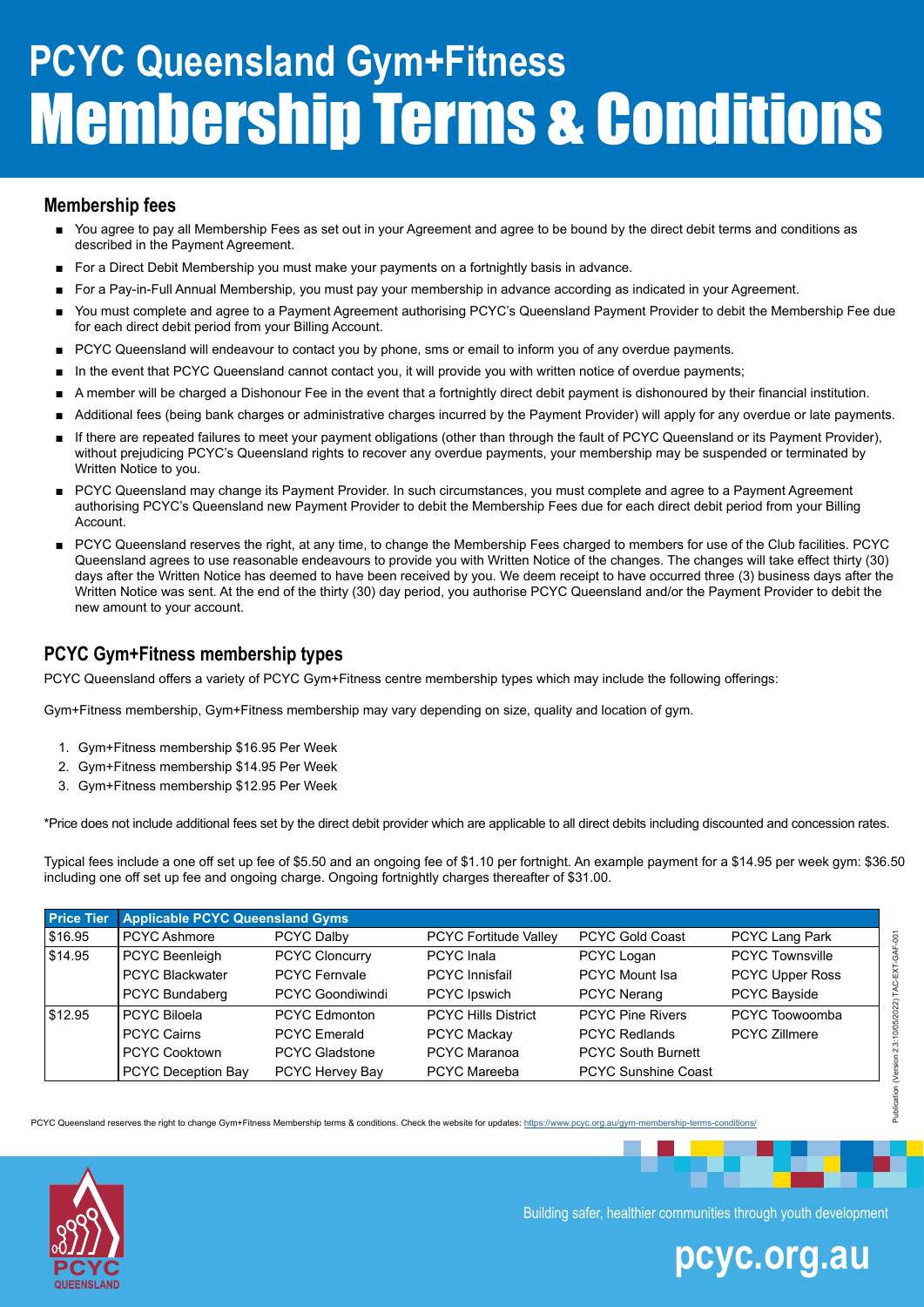# PCYC Queensland Gym+Fitness

# Membership Terms & Conditions

## Membership fees

- You agree to pay all Membership Fees as set out in your Agreement and agree to be bound by the direct debit terms and conditions as described in the Payment Agreement.
- For a Direct Debit Membership you must make your payments on a fortnightly basis in advance.
- For a Pay-in-Full Annual Membership, you must pay your membership in advance according as indicated in your Agreement.
- You must complete and agree to a Payment Agreement authorising PCYC's Queensland Payment Provider to debit the Membership Fee due for each direct debit period from your Billing Account.
- PCYC Queensland will endeavour to contact you by phone, sms or email to inform you of any overdue payments.
- In the event that PCYC Queensland cannot contact you, it will provide you with written notice of overdue payments;
- A member will be charged a Dishonour Fee in the event that a fortnightly direct debit payment is dishonoured by their financial institution.
- Additional fees (being bank charges or administrative charges incurred by the Payment Provider) will apply for any overdue or late payments.
- If there are repeated failures to meet your payment obligations (other than through the fault of PCYC Queensland or its Payment Provider), without prejudicing PCYC's Queensland rights to recover any overdue payments, your membership may be suspended or terminated by Written Notice to you.
- PCYC Queensland may change its Payment Provider. In such circumstances, you must complete and agree to a Payment Agreement authorising PCYC's Queensland new Payment Provider to debit the Membership Fees due for each direct debit period from your Billing Account.
- PCYC Queensland reserves the right, at any time, to change the Membership Fees charged to members for use of the Club facilities. PCYC Queensland agrees to use reasonable endeavours to provide you with Written Notice of the changes. The changes will take effect thirty (30) days after the Written Notice has deemed to have been received by you. We deem receipt to have occurred three (3) business days after the Written Notice was sent. At the end of the thirty (30) day period, you authorise PCYC Queensland and/or the Payment Provider to debit the new amount to your account.

## PCYC Gym+Fitness membership types

PCYC Queensland offers a variety of PCYC Gym+Fitness centre membership types which may include the following offerings:

Gym+Fitness membership, Gym+Fitness membership may vary depending on size, quality and location of gym.

1. Gym+Fitness membership $16.95 Per Week
2. Gym+Fitness membership $14.95 Per Week
3. Gym+Fitness membership $12.95 Per Week

*Price does not include additional fees set by the direct debit provider which are applicable to all direct debits including discounted and concession rates.

Typical fees include a one off set up fee of $5.50 and an ongoing fee of $1.10 per fortnight. An example payment for a $14.95 per week gym: $36.50 including one off set up fee and ongoing charge. Ongoing fortnightly charges thereafter of $31.00.

| Price Tier | Applicable PCYC Queensland Gyms | | | | |
|---|---|---|---|---|---|
| $16.95 | PCYC Ashmore | PCYC Dalby | PCYC Fortitude Valley | PCYC Gold Coast | PCYC Lang Park |
| $14.95 | PCYC Beenleigh | PCYC Cloncurry | PCYC Inala | PCYC Logan | PCYC Townsville |
| | PCYC Blackwater | PCYC Fernvale | PCYC Innisfail | PCYC Mount Isa | PCYC Upper Ross |
| | PCYC Bundaberg | PCYC Goondiwindi | PCYC Ipswich | PCYC Nerang | PCYC Bayside |
| $12.95 | PCYC Biloela | PCYC Edmonton | PCYC Hills District | PCYC Pine Rivers | PCYC Toowoomba |
| | PCYC Cairns | PCYC Emerald | PCYC Mackay | PCYC Redlands | PCYC Zillmere |
| | PCYC Cooktown | PCYC Gladstone | PCYC Maranoa | PCYC South Burnett | |
| | PCYC Deception Bay | PCYC Hervey Bay | PCYC Mareeba | PCYC Sunshine Coast | |

PCYC Queensland reserves the right to change Gym+Fitness Membership terms & conditions. Check the website for updates: https://www.pcyc.org.au/gym-membership-terms-conditions/

Publication (Version 2.3 10/05/2022) TAC-EXT-GAF-001

Building safer, healthier communities through youth development

pcyc.org.au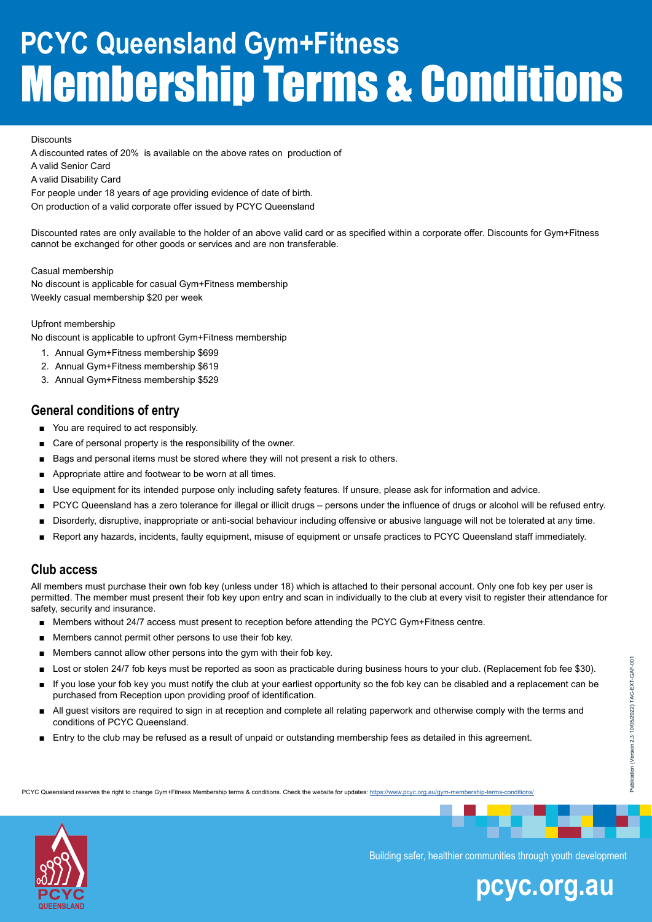// Title rendered as H1/H2 per reading order
# PCYC Queensland Gym+Fitness

## Membership Terms & Conditions

Discounts

A discounted rates of 20% is available on the above rates on production of

A valid Senior Card

A valid Disability Card

For people under 18 years of age providing evidence of date of birth.

On production of a valid corporate offer issued by PCYC Queensland

Discounted rates are only available to the holder of an above valid card or as specified within a corporate offer. Discounts for Gym+Fitness cannot be exchanged for other goods or services and are non transferable.

Casual membership

No discount is applicable for casual Gym+Fitness membership

Weekly casual membership $20 per week

Upfront membership

No discount is applicable to upfront Gym+Fitness membership

1. Annual Gym+Fitness membership $699
2. Annual Gym+Fitness membership $619
3. Annual Gym+Fitness membership $529

### General conditions of entry

- You are required to act responsibly.
- Care of personal property is the responsibility of the owner.
- Bags and personal items must be stored where they will not present a risk to others.
- Appropriate attire and footwear to be worn at all times.
- Use equipment for its intended purpose only including safety features. If unsure, please ask for information and advice.
- PCYC Queensland has a zero tolerance for illegal or illicit drugs – persons under the influence of drugs or alcohol will be refused entry.
- Disorderly, disruptive, inappropriate or anti-social behaviour including offensive or abusive language will not be tolerated at any time.
- Report any hazards, incidents, faulty equipment, misuse of equipment or unsafe practices to PCYC Queensland staff immediately.

### Club access

All members must purchase their own fob key (unless under 18) which is attached to their personal account. Only one fob key per user is permitted. The member must present their fob key upon entry and scan in individually to the club at every visit to register their attendance for safety, security and insurance.

- Members without 24/7 access must present to reception before attending the PCYC Gym+Fitness centre.
- Members cannot permit other persons to use their fob key.
- Members cannot allow other persons into the gym with their fob key.
- Lost or stolen 24/7 fob keys must be reported as soon as practicable during business hours to your club. (Replacement fob fee $30).
- If you lose your fob key you must notify the club at your earliest opportunity so the fob key can be disabled and a replacement can be purchased from Reception upon providing proof of identification.
- All guest visitors are required to sign in at reception and complete all relating paperwork and otherwise comply with the terms and conditions of PCYC Queensland.
- Entry to the club may be refused as a result of unpaid or outstanding membership fees as detailed in this agreement.

PCYC Queensland reserves the right to change Gym+Fitness Membership terms & conditions. Check the website for updates: https://www.pcyc.org.au/gym-membership-terms-conditions/

Publication (Version 2.3 10/05/2022) TAC-EXT-GAF-001

Building safer, healthier communities through youth development

pcyc.org.au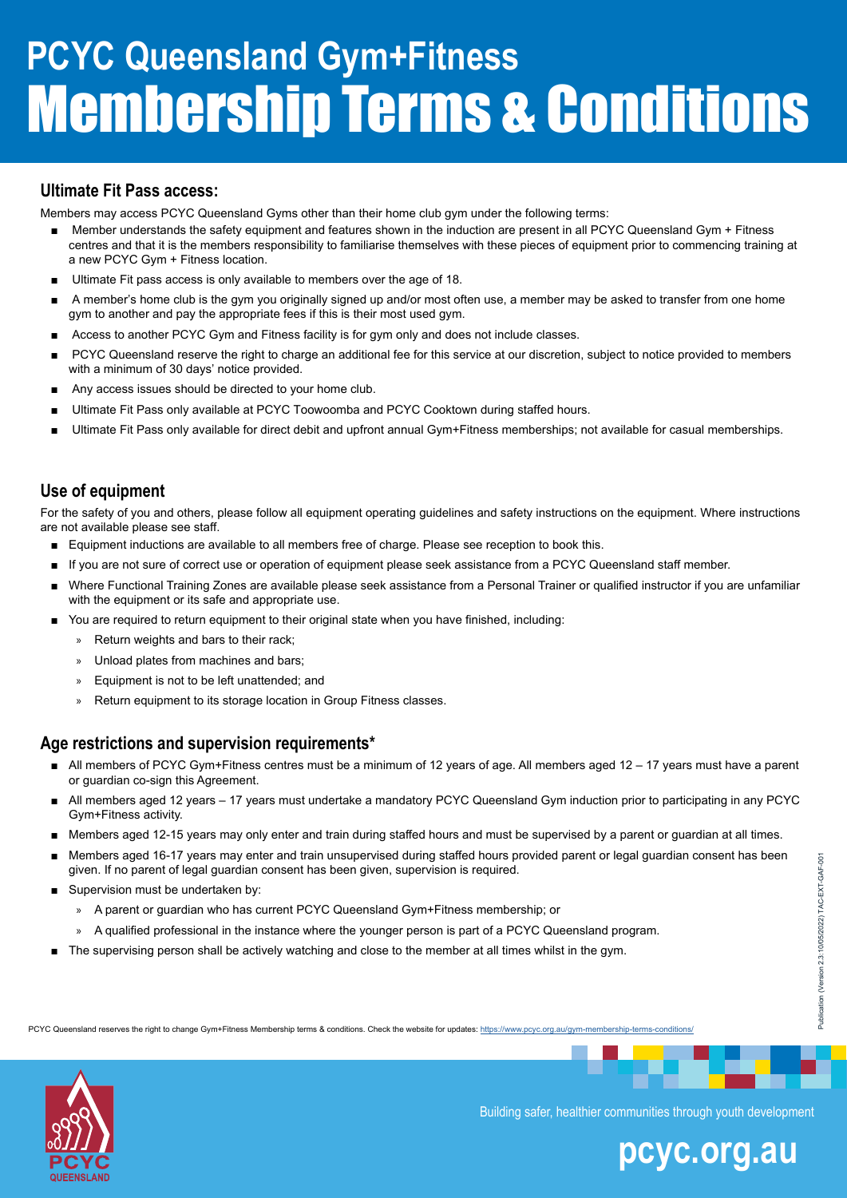# PCYC Queensland Gym+Fitness
# Membership Terms & Conditions

## Ultimate Fit Pass access:

Members may access PCYC Queensland Gyms other than their home club gym under the following terms:

- Member understands the safety equipment and features shown in the induction are present in all PCYC Queensland Gym + Fitness centres and that it is the members responsibility to familiarise themselves with these pieces of equipment prior to commencing training at a new PCYC Gym + Fitness location.
- Ultimate Fit pass access is only available to members over the age of 18.
- A member's home club is the gym you originally signed up and/or most often use, a member may be asked to transfer from one home gym to another and pay the appropriate fees if this is their most used gym.
- Access to another PCYC Gym and Fitness facility is for gym only and does not include classes.
- PCYC Queensland reserve the right to charge an additional fee for this service at our discretion, subject to notice provided to members with a minimum of 30 days' notice provided.
- Any access issues should be directed to your home club.
- Ultimate Fit Pass only available at PCYC Toowoomba and PCYC Cooktown during staffed hours.
- Ultimate Fit Pass only available for direct debit and upfront annual Gym+Fitness memberships; not available for casual memberships.

## Use of equipment

For the safety of you and others, please follow all equipment operating guidelines and safety instructions on the equipment. Where instructions are not available please see staff.

- Equipment inductions are available to all members free of charge. Please see reception to book this.
- If you are not sure of correct use or operation of equipment please seek assistance from a PCYC Queensland staff member.
- Where Functional Training Zones are available please seek assistance from a Personal Trainer or qualified instructor if you are unfamiliar with the equipment or its safe and appropriate use.
- You are required to return equipment to their original state when you have finished, including:
  - Return weights and bars to their rack;
  - Unload plates from machines and bars;
  - Equipment is not to be left unattended; and
  - Return equipment to its storage location in Group Fitness classes.

## Age restrictions and supervision requirements*

- All members of PCYC Gym+Fitness centres must be a minimum of 12 years of age. All members aged 12 – 17 years must have a parent or guardian co-sign this Agreement.
- All members aged 12 years – 17 years must undertake a mandatory PCYC Queensland Gym induction prior to participating in any PCYC Gym+Fitness activity.
- Members aged 12-15 years may only enter and train during staffed hours and must be supervised by a parent or guardian at all times.
- Members aged 16-17 years may enter and train unsupervised during staffed hours provided parent or legal guardian consent has been given. If no parent of legal guardian consent has been given, supervision is required.
- Supervision must be undertaken by:
  - A parent or guardian who has current PCYC Queensland Gym+Fitness membership; or
  - A qualified professional in the instance where the younger person is part of a PCYC Queensland program.
- The supervising person shall be actively watching and close to the member at all times whilst in the gym.

PCYC Queensland reserves the right to change Gym+Fitness Membership terms & conditions. Check the website for updates: https://www.pcyc.org.au/gym-membership-terms-conditions/

Publication (Version 2.3 10/05/2022) TAC-EXT-GAF-001

Building safer, healthier communities through youth development

pcyc.org.au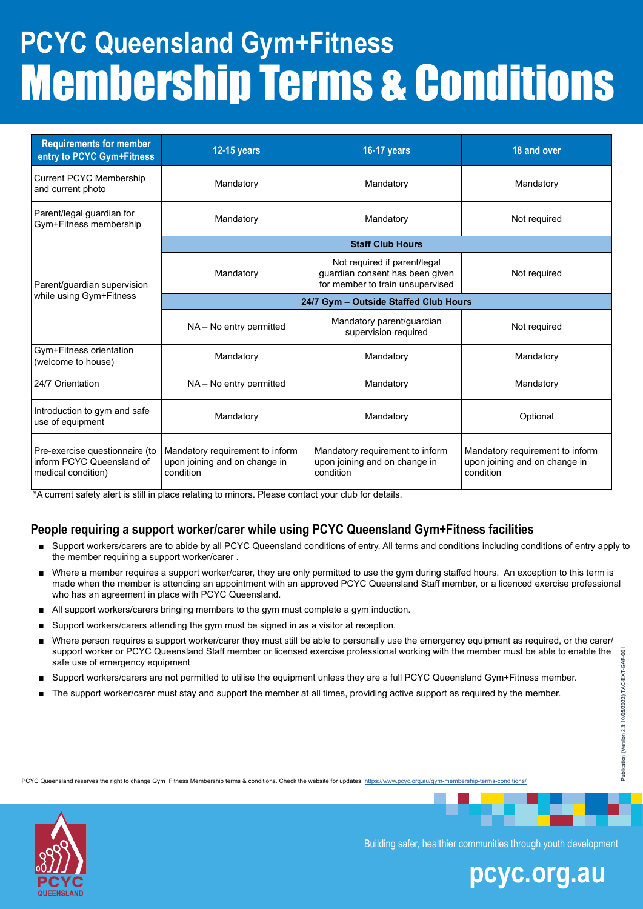# PCYC Queensland Gym+Fitness Membership Terms & Conditions

| Requirements for member entry to PCYC Gym+Fitness | 12-15 years | 16-17 years | 18 and over |
|---|---|---|---|
| Current PCYC Membership and current photo | Mandatory | Mandatory | Mandatory |
| Parent/legal guardian for Gym+Fitness membership | Mandatory | Mandatory | Not required |
| Parent/guardian supervision while using Gym+Fitness | **Staff Club Hours** | | |
| | Mandatory | Not required if parent/legal guardian consent has been given for member to train unsupervised | Not required |
| | **24/7 Gym – Outside Staffed Club Hours** | | |
| | NA – No entry permitted | Mandatory parent/guardian supervision required | Not required |
| Gym+Fitness orientation (welcome to house) | Mandatory | Mandatory | Mandatory |
| 24/7 Orientation | NA – No entry permitted | Mandatory | Mandatory |
| Introduction to gym and safe use of equipment | Mandatory | Mandatory | Optional |
| Pre-exercise questionnaire (to inform PCYC Queensland of medical condition) | Mandatory requirement to inform upon joining and on change in condition | Mandatory requirement to inform upon joining and on change in condition | Mandatory requirement to inform upon joining and on change in condition |

*A current safety alert is still in place relating to minors. Please contact your club for details.

## People requiring a support worker/carer while using PCYC Queensland Gym+Fitness facilities

- Support workers/carers are to abide by all PCYC Queensland conditions of entry. All terms and conditions including conditions of entry apply to the member requiring a support worker/carer .
- Where a member requires a support worker/carer, they are only permitted to use the gym during staffed hours. An exception to this term is made when the member is attending an appointment with an approved PCYC Queensland Staff member, or a licenced exercise professional who has an agreement in place with PCYC Queensland.
- All support workers/carers bringing members to the gym must complete a gym induction.
- Support workers/carers attending the gym must be signed in as a visitor at reception.
- Where person requires a support worker/carer they must still be able to personally use the emergency equipment as required, or the carer/support worker or PCYC Queensland Staff member or licensed exercise professional working with the member must be able to enable the safe use of emergency equipment
- Support workers/carers are not permitted to utilise the equipment unless they are a full PCYC Queensland Gym+Fitness member.
- The support worker/carer must stay and support the member at all times, providing active support as required by the member.

PCYC Queensland reserves the right to change Gym+Fitness Membership terms & conditions. Check the website for updates: https://www.pcyc.org.au/gym-membership-terms-conditions/

Publication (Version 2.3 10/05/2022) TAC-EXT-GAF-001

PCYC QUEENSLAND

Building safer, healthier communities through youth development

pcyc.org.au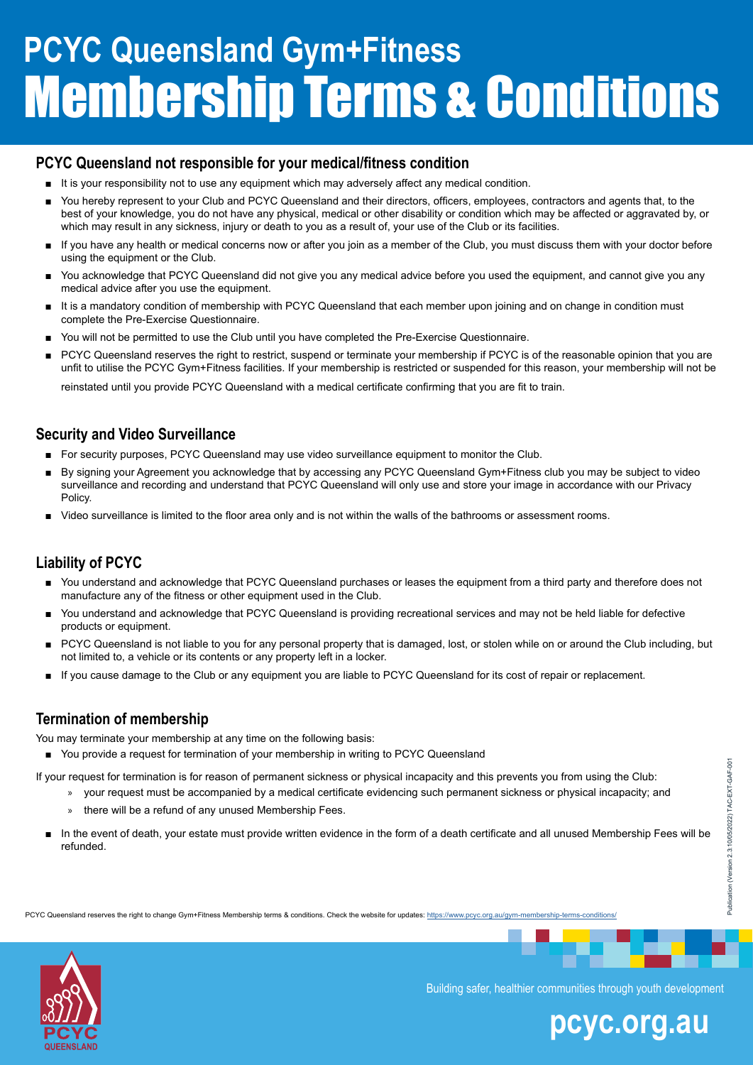# PCYC Queensland Gym+Fitness Membership Terms & Conditions

## PCYC Queensland not responsible for your medical/fitness condition

- It is your responsibility not to use any equipment which may adversely affect any medical condition.
- You hereby represent to your Club and PCYC Queensland and their directors, officers, employees, contractors and agents that, to the best of your knowledge, you do not have any physical, medical or other disability or condition which may be affected or aggravated by, or which may result in any sickness, injury or death to you as a result of, your use of the Club or its facilities.
- If you have any health or medical concerns now or after you join as a member of the Club, you must discuss them with your doctor before using the equipment or the Club.
- You acknowledge that PCYC Queensland did not give you any medical advice before you used the equipment, and cannot give you any medical advice after you use the equipment.
- It is a mandatory condition of membership with PCYC Queensland that each member upon joining and on change in condition must complete the Pre-Exercise Questionnaire.
- You will not be permitted to use the Club until you have completed the Pre-Exercise Questionnaire.
- PCYC Queensland reserves the right to restrict, suspend or terminate your membership if PCYC is of the reasonable opinion that you are unfit to utilise the PCYC Gym+Fitness facilities. If your membership is restricted or suspended for this reason, your membership will not be reinstated until you provide PCYC Queensland with a medical certificate confirming that you are fit to train.

## Security and Video Surveillance

- For security purposes, PCYC Queensland may use video surveillance equipment to monitor the Club.
- By signing your Agreement you acknowledge that by accessing any PCYC Queensland Gym+Fitness club you may be subject to video surveillance and recording and understand that PCYC Queensland will only use and store your image in accordance with our Privacy Policy.
- Video surveillance is limited to the floor area only and is not within the walls of the bathrooms or assessment rooms.

## Liability of PCYC

- You understand and acknowledge that PCYC Queensland purchases or leases the equipment from a third party and therefore does not manufacture any of the fitness or other equipment used in the Club.
- You understand and acknowledge that PCYC Queensland is providing recreational services and may not be held liable for defective products or equipment.
- PCYC Queensland is not liable to you for any personal property that is damaged, lost, or stolen while on or around the Club including, but not limited to, a vehicle or its contents or any property left in a locker.
- If you cause damage to the Club or any equipment you are liable to PCYC Queensland for its cost of repair or replacement.

## Termination of membership

You may terminate your membership at any time on the following basis:

- You provide a request for termination of your membership in writing to PCYC Queensland

If your request for termination is for reason of permanent sickness or physical incapacity and this prevents you from using the Club:

- » your request must be accompanied by a medical certificate evidencing such permanent sickness or physical incapacity; and
- » there will be a refund of any unused Membership Fees.

- In the event of death, your estate must provide written evidence in the form of a death certificate and all unused Membership Fees will be refunded.

PCYC Queensland reserves the right to change Gym+Fitness Membership terms & conditions. Check the website for updates: https://www.pcyc.org.au/gym-membership-terms-conditions/

Publication (Version 2.3 10/05/2022) TAC-EXT-GAF-001

Building safer, healthier communities through youth development

pcyc.org.au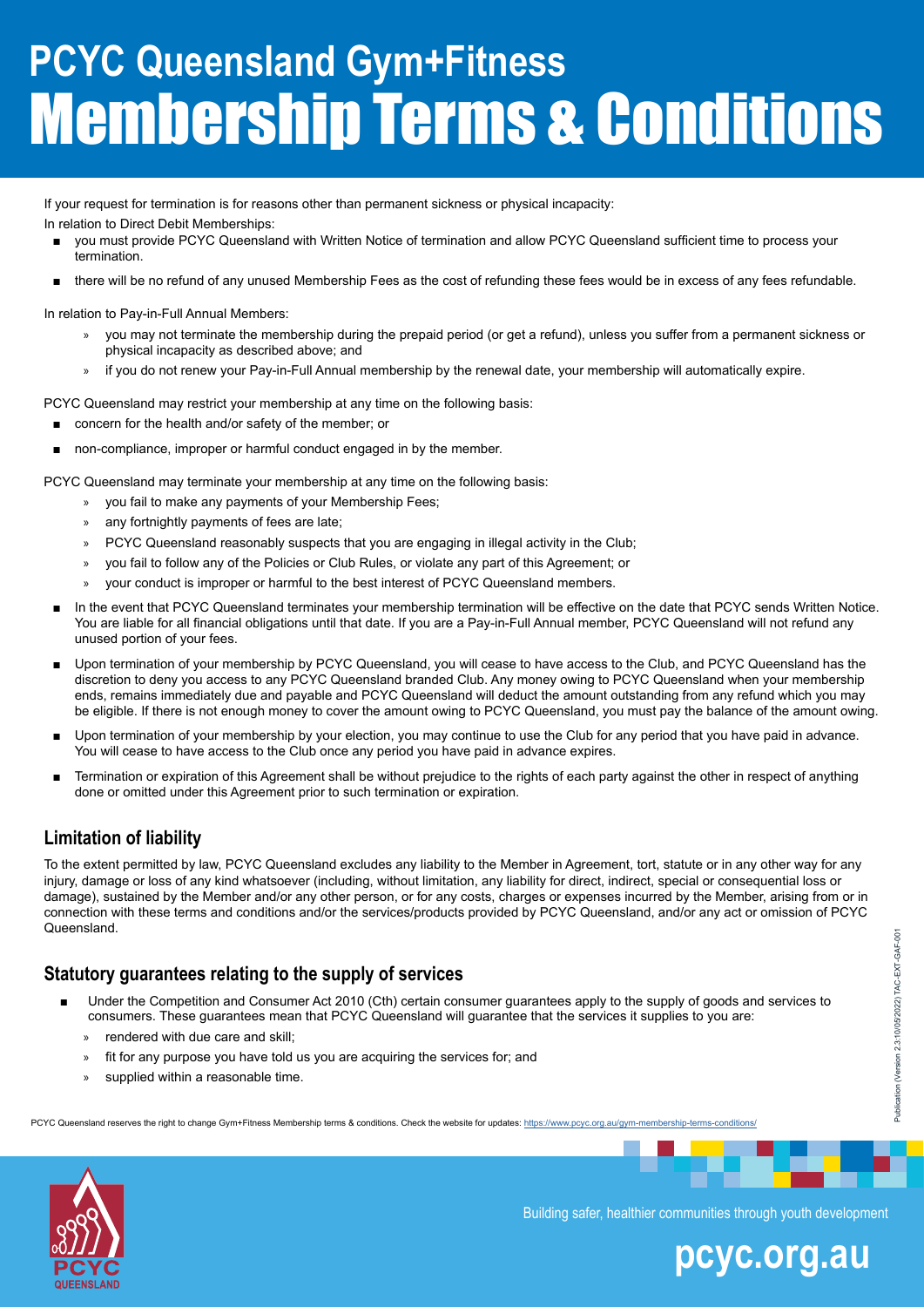# PCYC Queensland Gym+Fitness Membership Terms & Conditions

If your request for termination is for reasons other than permanent sickness or physical incapacity:

In relation to Direct Debit Memberships:

- you must provide PCYC Queensland with Written Notice of termination and allow PCYC Queensland sufficient time to process your termination.
- there will be no refund of any unused Membership Fees as the cost of refunding these fees would be in excess of any fees refundable.

In relation to Pay-in-Full Annual Members:

- you may not terminate the membership during the prepaid period (or get a refund), unless you suffer from a permanent sickness or physical incapacity as described above; and
- if you do not renew your Pay-in-Full Annual membership by the renewal date, your membership will automatically expire.

PCYC Queensland may restrict your membership at any time on the following basis:

- concern for the health and/or safety of the member; or
- non-compliance, improper or harmful conduct engaged in by the member.

PCYC Queensland may terminate your membership at any time on the following basis:

- you fail to make any payments of your Membership Fees;
- any fortnightly payments of fees are late;
- PCYC Queensland reasonably suspects that you are engaging in illegal activity in the Club;
- you fail to follow any of the Policies or Club Rules, or violate any part of this Agreement; or
- your conduct is improper or harmful to the best interest of PCYC Queensland members.

- In the event that PCYC Queensland terminates your membership termination will be effective on the date that PCYC sends Written Notice. You are liable for all financial obligations until that date. If you are a Pay-in-Full Annual member, PCYC Queensland will not refund any unused portion of your fees.
- Upon termination of your membership by PCYC Queensland, you will cease to have access to the Club, and PCYC Queensland has the discretion to deny you access to any PCYC Queensland branded Club. Any money owing to PCYC Queensland when your membership ends, remains immediately due and payable and PCYC Queensland will deduct the amount outstanding from any refund which you may be eligible. If there is not enough money to cover the amount owing to PCYC Queensland, you must pay the balance of the amount owing.
- Upon termination of your membership by your election, you may continue to use the Club for any period that you have paid in advance. You will cease to have access to the Club once any period you have paid in advance expires.
- Termination or expiration of this Agreement shall be without prejudice to the rights of each party against the other in respect of anything done or omitted under this Agreement prior to such termination or expiration.

## Limitation of liability

To the extent permitted by law, PCYC Queensland excludes any liability to the Member in Agreement, tort, statute or in any other way for any injury, damage or loss of any kind whatsoever (including, without limitation, any liability for direct, indirect, special or consequential loss or damage), sustained by the Member and/or any other person, or for any costs, charges or expenses incurred by the Member, arising from or in connection with these terms and conditions and/or the services/products provided by PCYC Queensland, and/or any act or omission of PCYC Queensland.

## Statutory guarantees relating to the supply of services

- Under the Competition and Consumer Act 2010 (Cth) certain consumer guarantees apply to the supply of goods and services to consumers. These guarantees mean that PCYC Queensland will guarantee that the services it supplies to you are:
  - rendered with due care and skill;
  - fit for any purpose you have told us you are acquiring the services for; and
  - supplied within a reasonable time.

PCYC Queensland reserves the right to change Gym+Fitness Membership terms & conditions. Check the website for updates: https://www.pcyc.org.au/gym-membership-terms-conditions/

Publication (Version 2.3:10/05/2022) TAC-EXT-GAF-001

Building safer, healthier communities through youth development

pcyc.org.au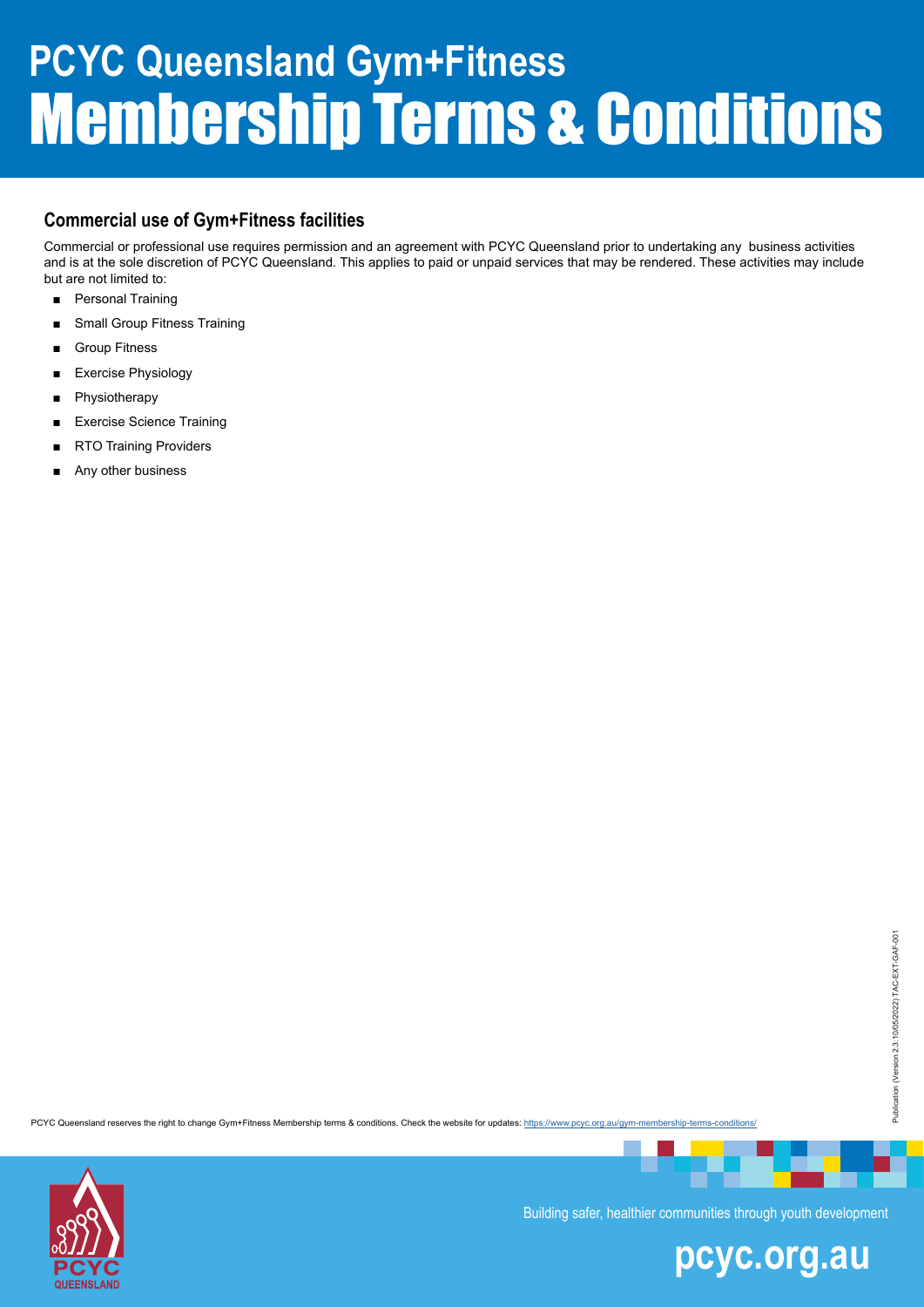# PCYC Queensland Gym+Fitness Membership Terms & Conditions

## Commercial use of Gym+Fitness facilities

Commercial or professional use requires permission and an agreement with PCYC Queensland prior to undertaking any business activities and is at the sole discretion of PCYC Queensland. This applies to paid or unpaid services that may be rendered. These activities may include but are not limited to:

- Personal Training
- Small Group Fitness Training
- Group Fitness
- Exercise Physiology
- Physiotherapy
- Exercise Science Training
- RTO Training Providers
- Any other business

PCYC Queensland reserves the right to change Gym+Fitness Membership terms & conditions. Check the website for updates: https://www.pcyc.org.au/gym-membership-terms-conditions/

Publication (Version 2.3: 10/05/2022) TAC-EXT-GAF-001

Building safer, healthier communities through youth development

pcyc.org.au